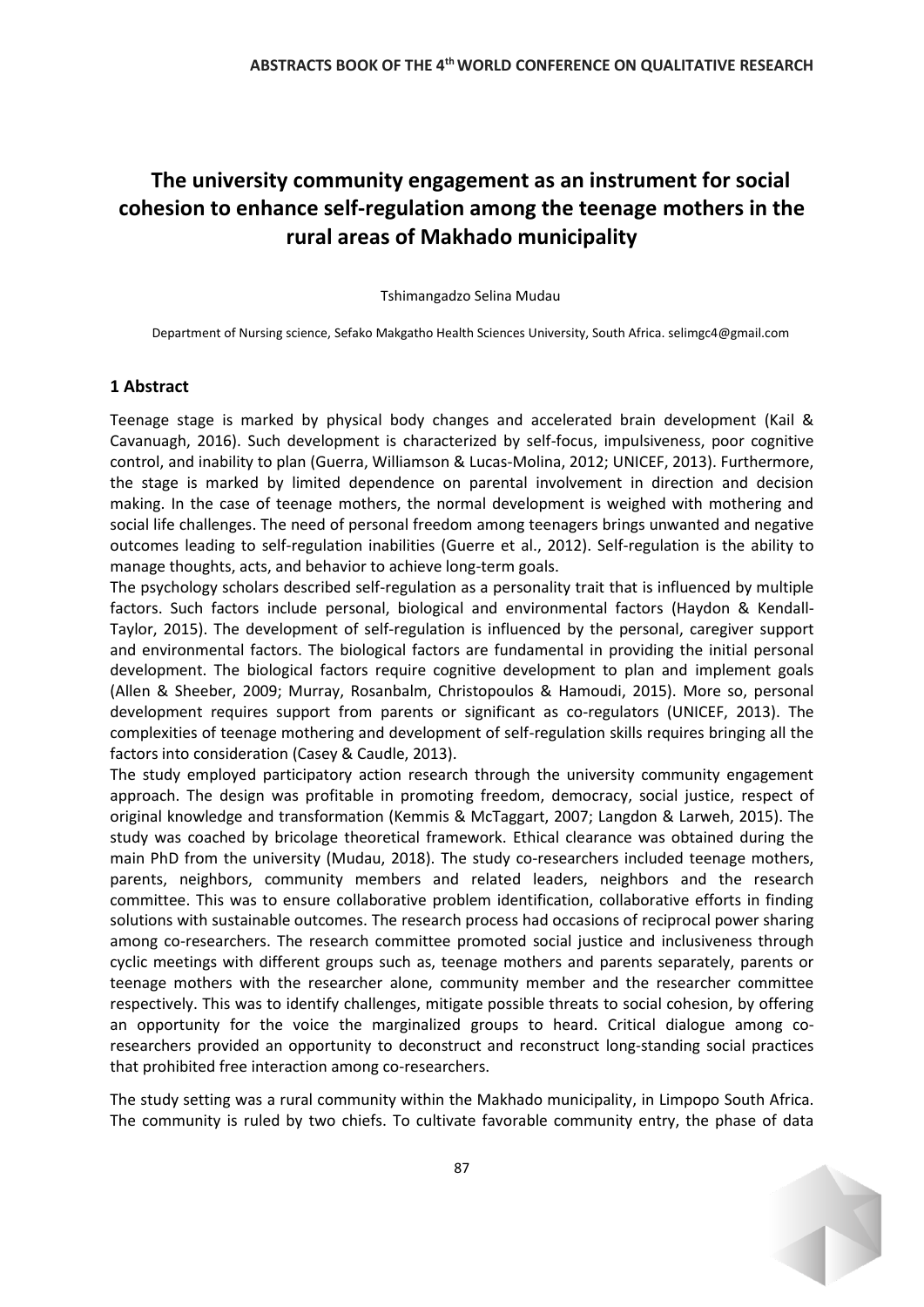# The university community engagement as an instrument for social cohesion to enhance self-regulation among the teenage mothers in the rural areas of Makhado municipality

Tshimangadzo Selina Mudau

Department of Nursing science, Sefako Makgatho Health Sciences University, South Africa. selimgc4@gmail.com

## 1 Abstract

Teenage stage is marked by physical body changes and accelerated brain development (Kail & Cavanuagh, 2016). Such development is characterized by self-focus, impulsiveness, poor cognitive control, and inability to plan (Guerra, Williamson & Lucas-Molina, 2012; UNICEF, 2013). Furthermore, the stage is marked by limited dependence on parental involvement in direction and decision making. In the case of teenage mothers, the normal development is weighed with mothering and social life challenges. The need of personal freedom among teenagers brings unwanted and negative outcomes leading to self-regulation inabilities (Guerre et al., 2012). Self-regulation is the ability to manage thoughts, acts, and behavior to achieve long-term goals.

The psychology scholars described self-regulation as a personality trait that is influenced by multiple factors. Such factors include personal, biological and environmental factors (Haydon & Kendall-Taylor, 2015). The development of self-regulation is influenced by the personal, caregiver support and environmental factors. The biological factors are fundamental in providing the initial personal development. The biological factors require cognitive development to plan and implement goals (Allen & Sheeber, 2009; Murray, Rosanbalm, Christopoulos & Hamoudi, 2015). More so, personal development requires support from parents or significant as co-regulators (UNICEF, 2013). The complexities of teenage mothering and development of self-regulation skills requires bringing all the factors into consideration (Casey & Caudle, 2013).

The study employed participatory action research through the university community engagement approach. The design was profitable in promoting freedom, democracy, social justice, respect of original knowledge and transformation (Kemmis & McTaggart, 2007; Langdon & Larweh, 2015). The study was coached by bricolage theoretical framework. Ethical clearance was obtained during the main PhD from the university (Mudau, 2018). The study co-researchers included teenage mothers, parents, neighbors, community members and related leaders, neighbors and the research committee. This was to ensure collaborative problem identification, collaborative efforts in finding solutions with sustainable outcomes. The research process had occasions of reciprocal power sharing among co-researchers. The research committee promoted social justice and inclusiveness through cyclic meetings with different groups such as, teenage mothers and parents separately, parents or teenage mothers with the researcher alone, community member and the researcher committee respectively. This was to identify challenges, mitigate possible threats to social cohesion, by offering an opportunity for the voice the marginalized groups to heard. Critical dialogue among co-researchers provided an opportunity to deconstruct and reconstruct long-standing social practices that prohibited free interaction among co-researchers.

The study setting was a rural community within the Makhado municipality, in Limpopo South Africa. The community is ruled by two chiefs. To cultivate favorable community entry, the phase of data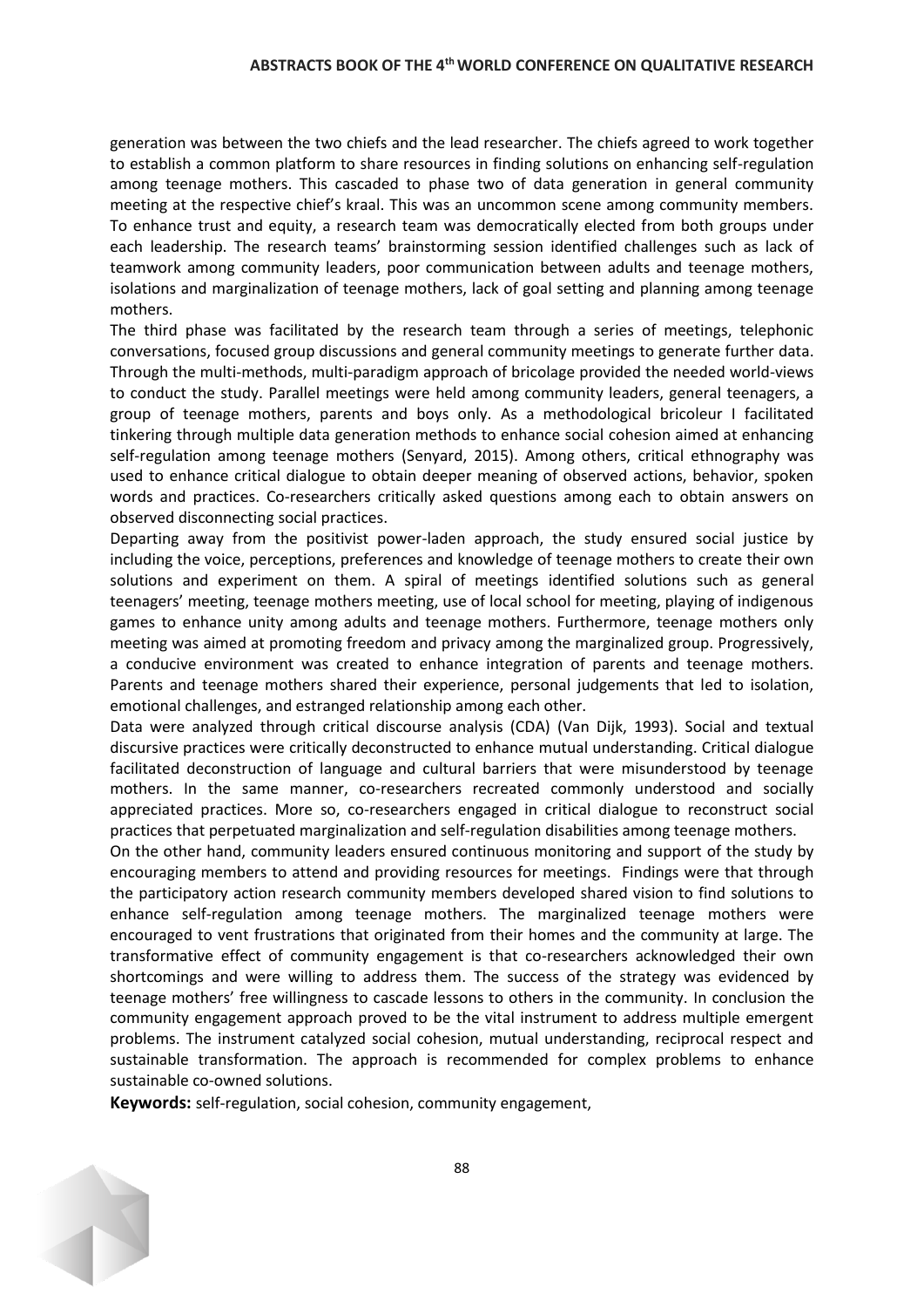generation was between the two chiefs and the lead researcher. The chiefs agreed to work together to establish a common platform to share resources in finding solutions on enhancing self-regulation among teenage mothers. This cascaded to phase two of data generation in general community meeting at the respective chief's kraal. This was an uncommon scene among community members. To enhance trust and equity, a research team was democratically elected from both groups under each leadership. The research teams' brainstorming session identified challenges such as lack of teamwork among community leaders, poor communication between adults and teenage mothers, isolations and marginalization of teenage mothers, lack of goal setting and planning among teenage mothers.

The third phase was facilitated by the research team through a series of meetings, telephonic conversations, focused group discussions and general community meetings to generate further data. Through the multi-methods, multi-paradigm approach of bricolage provided the needed world-views to conduct the study. Parallel meetings were held among community leaders, general teenagers, a group of teenage mothers, parents and boys only. As a methodological bricoleur I facilitated tinkering through multiple data generation methods to enhance social cohesion aimed at enhancing self-regulation among teenage mothers (Senyard, 2015). Among others, critical ethnography was used to enhance critical dialogue to obtain deeper meaning of observed actions, behavior, spoken words and practices. Co-researchers critically asked questions among each to obtain answers on observed disconnecting social practices.

Departing away from the positivist power-laden approach, the study ensured social justice by including the voice, perceptions, preferences and knowledge of teenage mothers to create their own solutions and experiment on them. A spiral of meetings identified solutions such as general teenagers' meeting, teenage mothers meeting, use of local school for meeting, playing of indigenous games to enhance unity among adults and teenage mothers. Furthermore, teenage mothers only meeting was aimed at promoting freedom and privacy among the marginalized group. Progressively, a conducive environment was created to enhance integration of parents and teenage mothers. Parents and teenage mothers shared their experience, personal judgements that led to isolation, emotional challenges, and estranged relationship among each other.

Data were analyzed through critical discourse analysis (CDA) (Van Dijk, 1993). Social and textual discursive practices were critically deconstructed to enhance mutual understanding. Critical dialogue facilitated deconstruction of language and cultural barriers that were misunderstood by teenage mothers. In the same manner, co-researchers recreated commonly understood and socially appreciated practices. More so, co-researchers engaged in critical dialogue to reconstruct social practices that perpetuated marginalization and self-regulation disabilities among teenage mothers.

On the other hand, community leaders ensured continuous monitoring and support of the study by encouraging members to attend and providing resources for meetings. Findings were that through the participatory action research community members developed shared vision to find solutions to enhance self-regulation among teenage mothers. The marginalized teenage mothers were encouraged to vent frustrations that originated from their homes and the community at large. The transformative effect of community engagement is that co-researchers acknowledged their own shortcomings and were willing to address them. The success of the strategy was evidenced by teenage mothers' free willingness to cascade lessons to others in the community. In conclusion the community engagement approach proved to be the vital instrument to address multiple emergent problems. The instrument catalyzed social cohesion, mutual understanding, reciprocal respect and sustainable transformation. The approach is recommended for complex problems to enhance sustainable co-owned solutions.

**Keywords:** self-regulation, social cohesion, community engagement,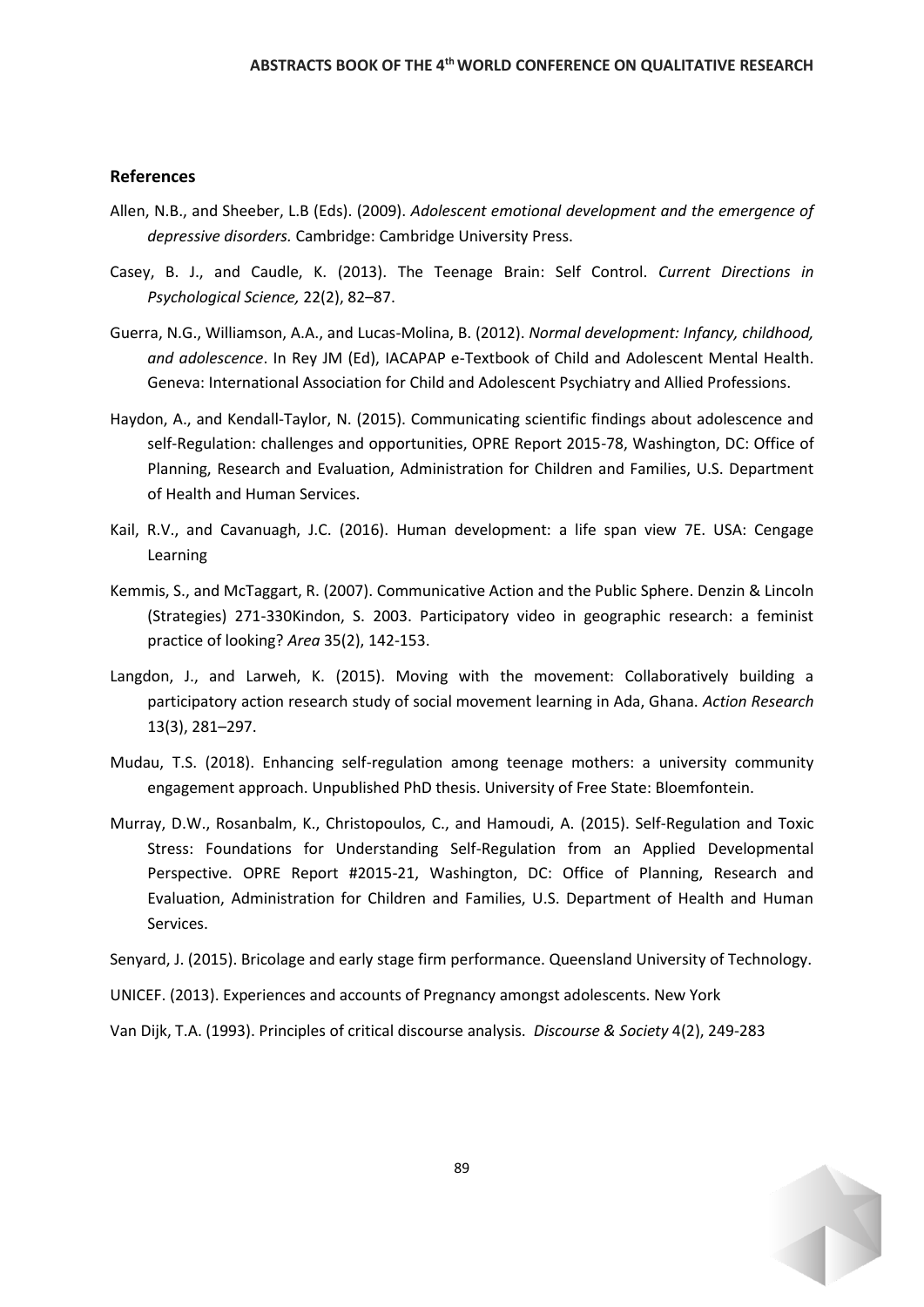## References

Allen, N.B., and Sheeber, L.B (Eds). (2009). *Adolescent emotional development and the emergence of depressive disorders.* Cambridge: Cambridge University Press.

Casey, B. J., and Caudle, K. (2013). The Teenage Brain: Self Control. *Current Directions in Psychological Science,* 22(2), 82–87.

Guerra, N.G., Williamson, A.A., and Lucas-Molina, B. (2012). *Normal development: Infancy, childhood, and adolescence*. In Rey JM (Ed), IACAPAP e-Textbook of Child and Adolescent Mental Health. Geneva: International Association for Child and Adolescent Psychiatry and Allied Professions.

Haydon, A., and Kendall-Taylor, N. (2015). Communicating scientific findings about adolescence and self-Regulation: challenges and opportunities, OPRE Report 2015-78, Washington, DC: Office of Planning, Research and Evaluation, Administration for Children and Families, U.S. Department of Health and Human Services.

Kail, R.V., and Cavanuagh, J.C. (2016). Human development: a life span view 7E. USA: Cengage Learning

Kemmis, S., and McTaggart, R. (2007). Communicative Action and the Public Sphere. Denzin & Lincoln (Strategies) 271-330Kindon, S. 2003. Participatory video in geographic research: a feminist practice of looking? *Area* 35(2), 142-153.

Langdon, J., and Larweh, K. (2015). Moving with the movement: Collaboratively building a participatory action research study of social movement learning in Ada, Ghana. *Action Research* 13(3), 281–297.

Mudau, T.S. (2018). Enhancing self-regulation among teenage mothers: a university community engagement approach. Unpublished PhD thesis. University of Free State: Bloemfontein.

Murray, D.W., Rosanbalm, K., Christopoulos, C., and Hamoudi, A. (2015). Self-Regulation and Toxic Stress: Foundations for Understanding Self-Regulation from an Applied Developmental Perspective. OPRE Report #2015-21, Washington, DC: Office of Planning, Research and Evaluation, Administration for Children and Families, U.S. Department of Health and Human Services.

Senyard, J. (2015). Bricolage and early stage firm performance. Queensland University of Technology.

UNICEF. (2013). Experiences and accounts of Pregnancy amongst adolescents. New York

Van Dijk, T.A. (1993). Principles of critical discourse analysis. *Discourse & Society* 4(2), 249-283